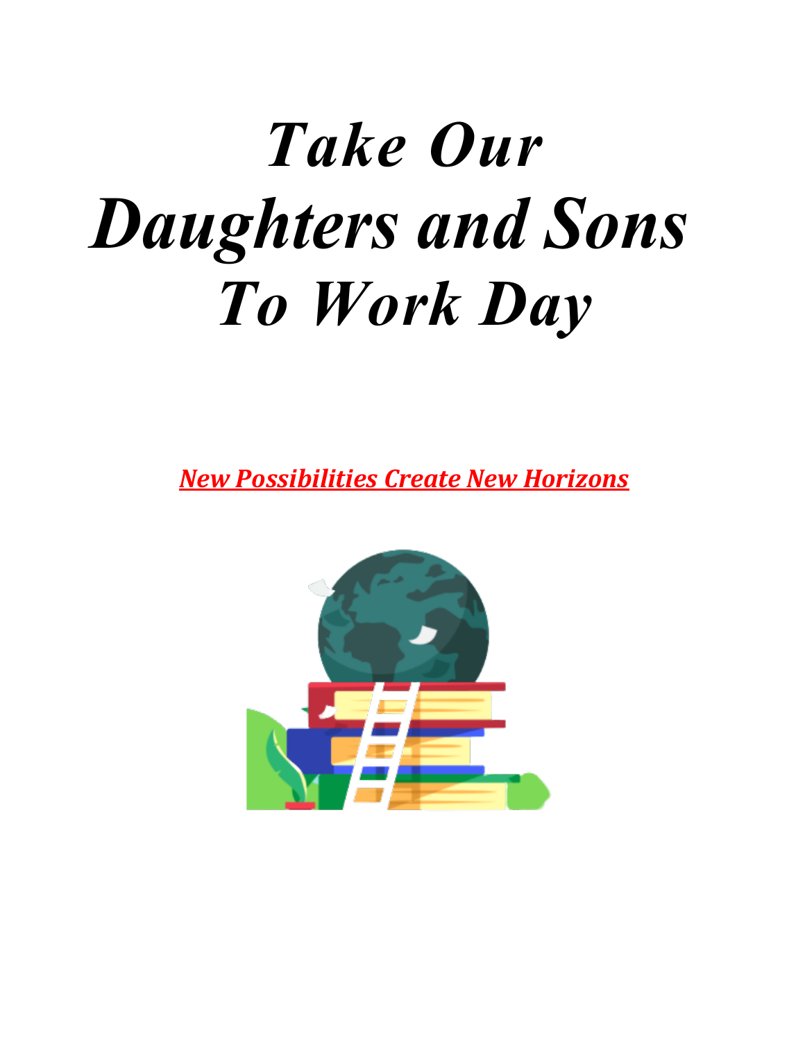# *Take Our Daughters and Sons To Work Day*

***New Possibilities Create New Horizons***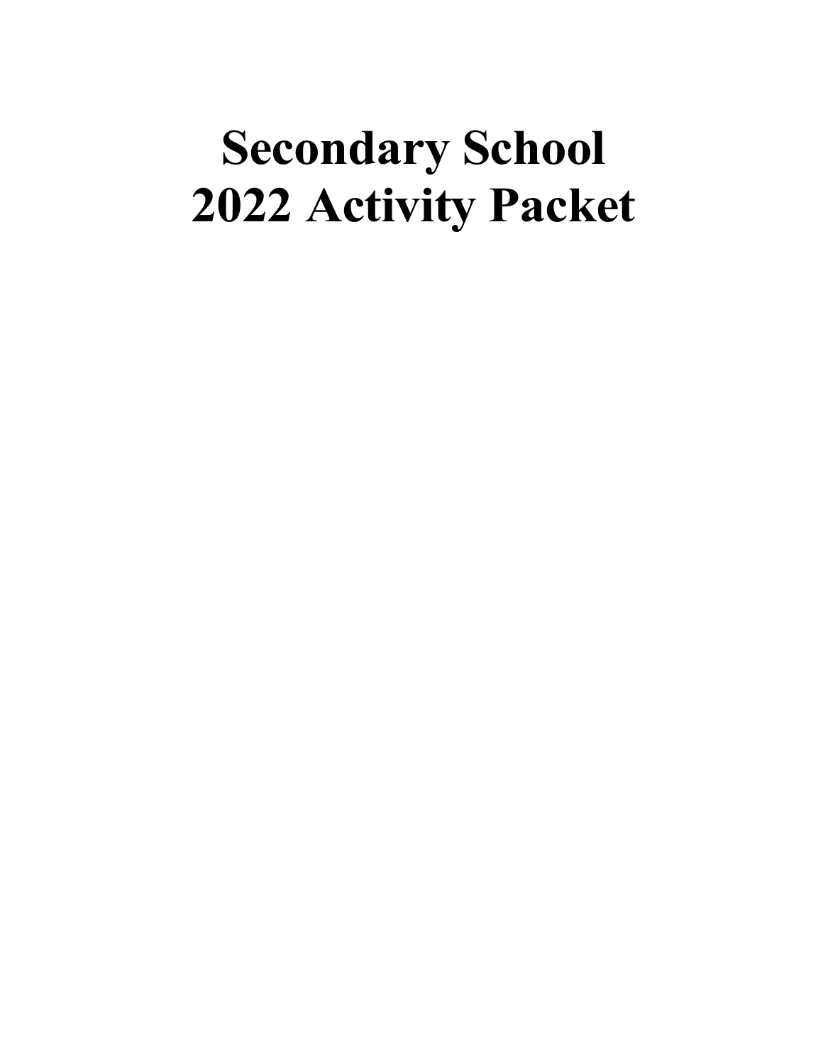# Secondary School
# 2022 Activity Packet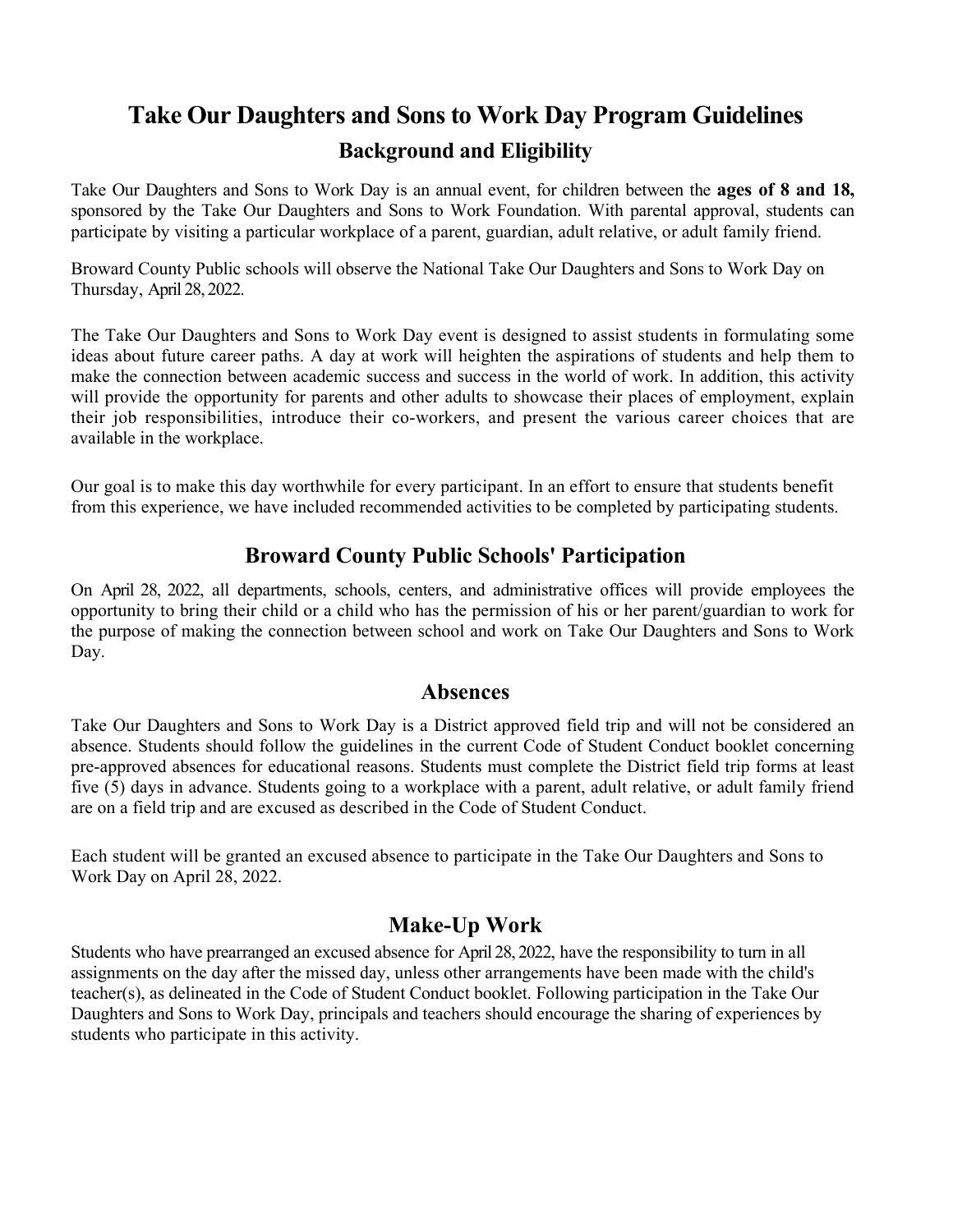# Take Our Daughters and Sons to Work Day Program Guidelines

## Background and Eligibility

Take Our Daughters and Sons to Work Day is an annual event, for children between the **ages of 8 and 18,** sponsored by the Take Our Daughters and Sons to Work Foundation. With parental approval, students can participate by visiting a particular workplace of a parent, guardian, adult relative, or adult family friend.

Broward County Public schools will observe the National Take Our Daughters and Sons to Work Day on Thursday, April 28, 2022.

The Take Our Daughters and Sons to Work Day event is designed to assist students in formulating some ideas about future career paths. A day at work will heighten the aspirations of students and help them to make the connection between academic success and success in the world of work. In addition, this activity will provide the opportunity for parents and other adults to showcase their places of employment, explain their job responsibilities, introduce their co-workers, and present the various career choices that are available in the workplace.

Our goal is to make this day worthwhile for every participant. In an effort to ensure that students benefit from this experience, we have included recommended activities to be completed by participating students.

## Broward County Public Schools' Participation

On April 28, 2022, all departments, schools, centers, and administrative offices will provide employees the opportunity to bring their child or a child who has the permission of his or her parent/guardian to work for the purpose of making the connection between school and work on Take Our Daughters and Sons to Work Day.

## Absences

Take Our Daughters and Sons to Work Day is a District approved field trip and will not be considered an absence. Students should follow the guidelines in the current Code of Student Conduct booklet concerning pre-approved absences for educational reasons. Students must complete the District field trip forms at least five (5) days in advance. Students going to a workplace with a parent, adult relative, or adult family friend are on a field trip and are excused as described in the Code of Student Conduct.

Each student will be granted an excused absence to participate in the Take Our Daughters and Sons to Work Day on April 28, 2022.

## Make-Up Work

Students who have prearranged an excused absence for April 28, 2022, have the responsibility to turn in all assignments on the day after the missed day, unless other arrangements have been made with the child's teacher(s), as delineated in the Code of Student Conduct booklet. Following participation in the Take Our Daughters and Sons to Work Day, principals and teachers should encourage the sharing of experiences by students who participate in this activity.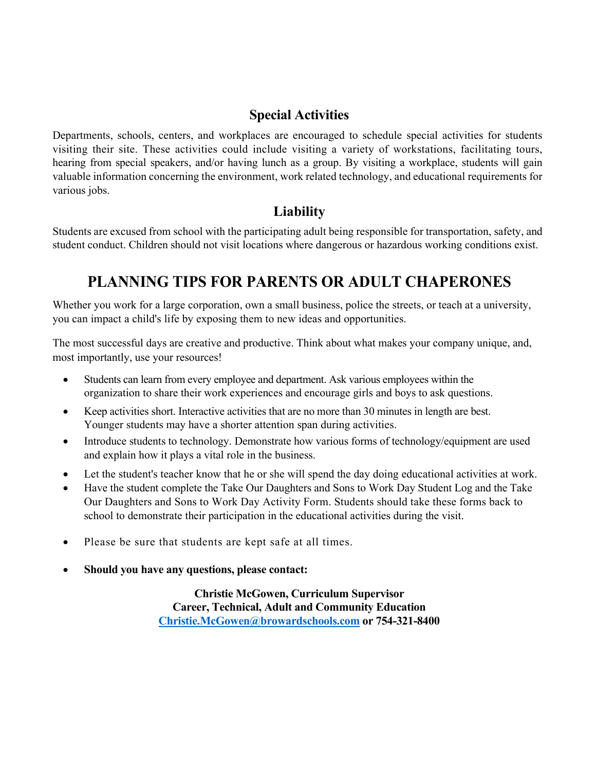## Special Activities

Departments, schools, centers, and workplaces are encouraged to schedule special activities for students visiting their site. These activities could include visiting a variety of workstations, facilitating tours, hearing from special speakers, and/or having lunch as a group. By visiting a workplace, students will gain valuable information concerning the environment, work related technology, and educational requirements for various jobs.

## Liability

Students are excused from school with the participating adult being responsible for transportation, safety, and student conduct. Children should not visit locations where dangerous or hazardous working conditions exist.

# PLANNING TIPS FOR PARENTS OR ADULT CHAPERONES

Whether you work for a large corporation, own a small business, police the streets, or teach at a university, you can impact a child's life by exposing them to new ideas and opportunities.

The most successful days are creative and productive. Think about what makes your company unique, and, most importantly, use your resources!

- Students can learn from every employee and department. Ask various employees within the organization to share their work experiences and encourage girls and boys to ask questions.
- Keep activities short. Interactive activities that are no more than 30 minutes in length are best. Younger students may have a shorter attention span during activities.
- Introduce students to technology. Demonstrate how various forms of technology/equipment are used and explain how it plays a vital role in the business.
- Let the student's teacher know that he or she will spend the day doing educational activities at work.
- Have the student complete the Take Our Daughters and Sons to Work Day Student Log and the Take Our Daughters and Sons to Work Day Activity Form. Students should take these forms back to school to demonstrate their participation in the educational activities during the visit.
- Please be sure that students are kept safe at all times.
- **Should you have any questions, please contact:**

**Christie McGowen, Curriculum Supervisor**
**Career, Technical, Adult and Community Education**
**Christie.McGowen@browardschools.com or 754-321-8400**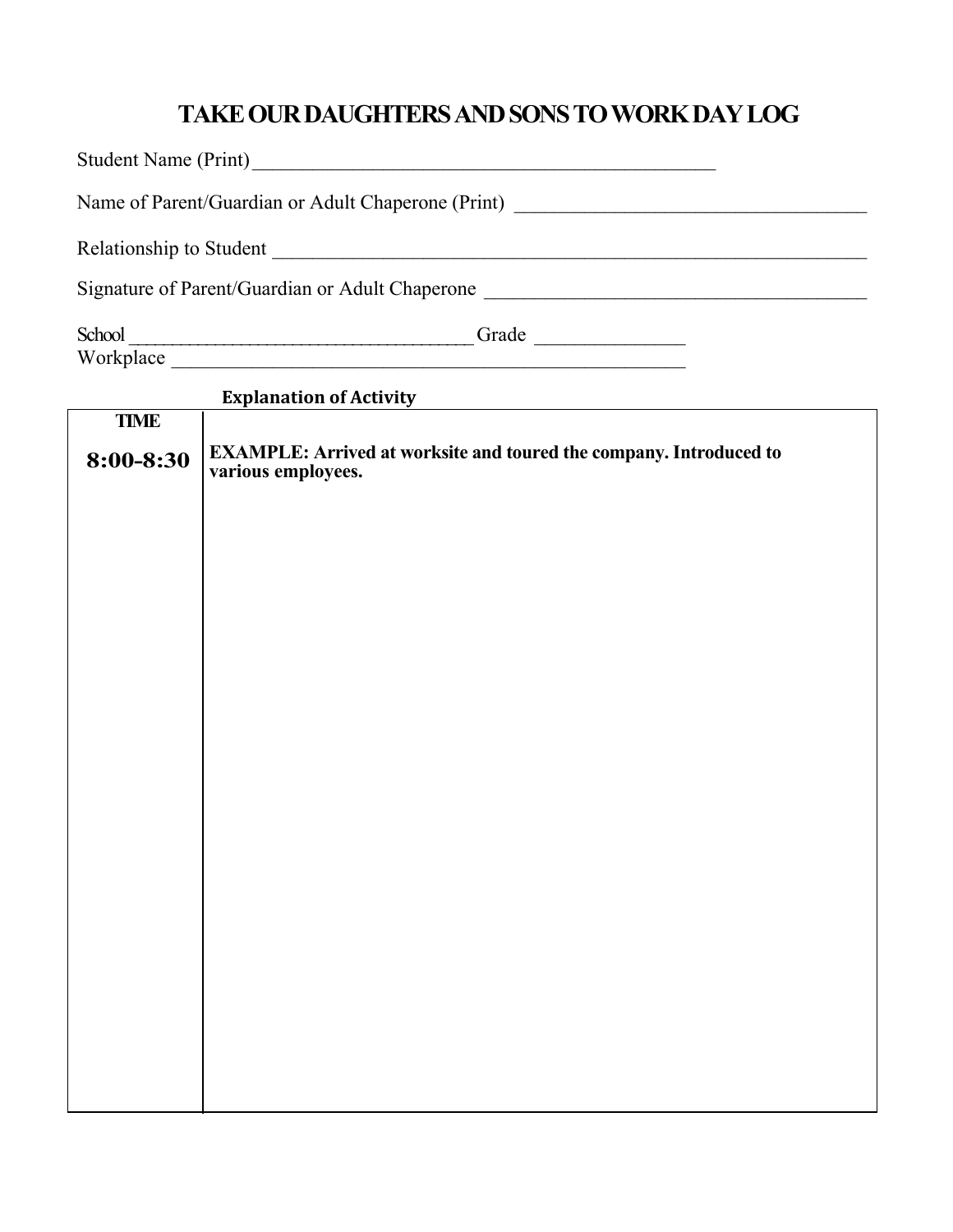# TAKE OUR DAUGHTERS AND SONS TO WORK DAY LOG

Student Name (Print) ________________________________________________

Name of Parent/Guardian or Adult Chaperone (Print) ___________________________________

Relationship to Student ______________________________________________________________

Signature of Parent/Guardian or Adult Chaperone ______________________________________

School ____________________________________ Grade _______________

Workplace _____________________________________________________

| TIME | Explanation of Activity |
| --- | --- |
| **8:00-8:30** | **EXAMPLE: Arrived at worksite and toured the company. Introduced to various employees.** |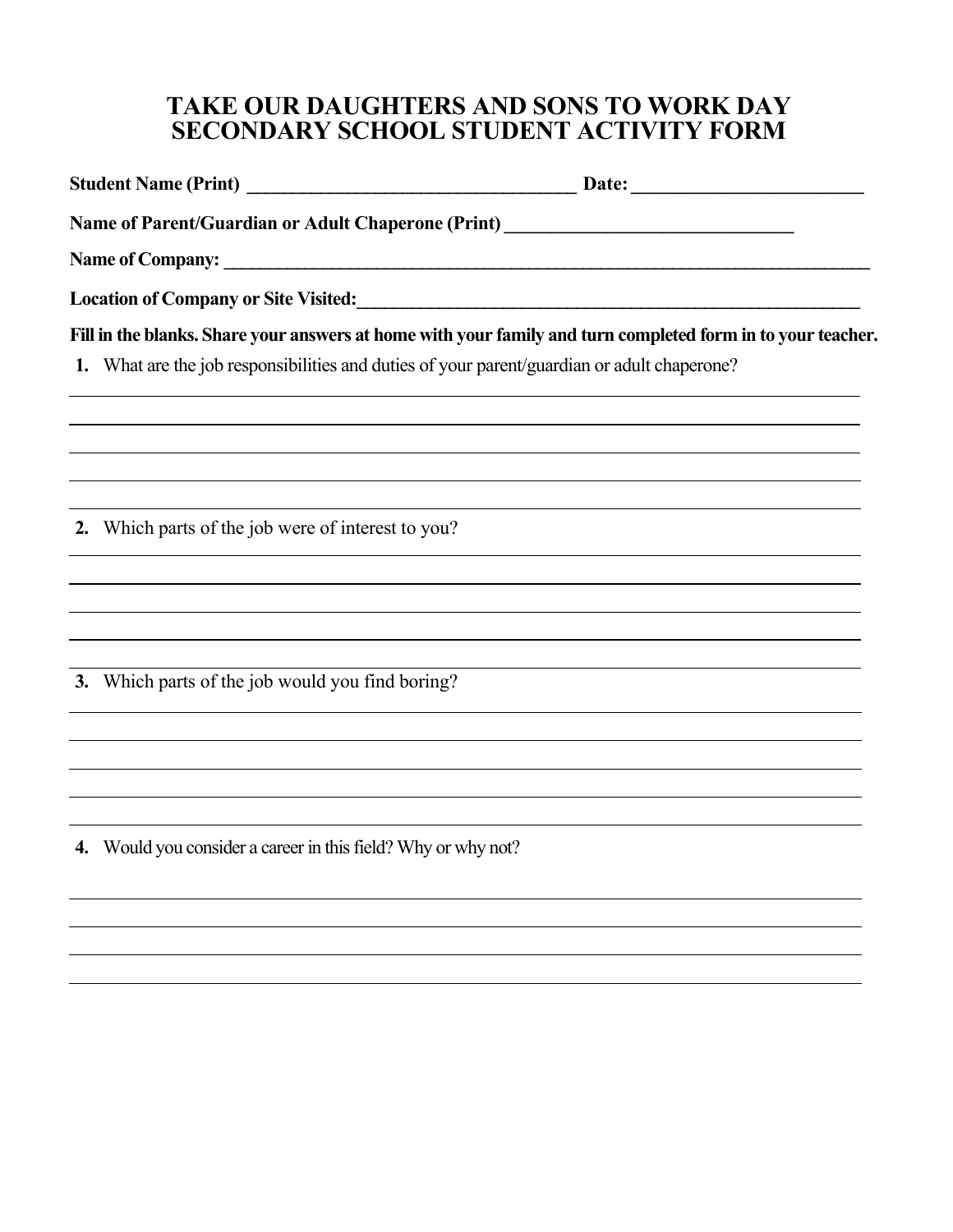# TAKE OUR DAUGHTERS AND SONS TO WORK DAY
# SECONDARY SCHOOL STUDENT ACTIVITY FORM

**Student Name (Print)** ___________________________________ **Date:** ________________________

**Name of Parent/Guardian or Adult Chaperone (Print)** ______________________________

**Name of Company:** ___________________________________________________________________________

**Location of Company or Site Visited:**________________________________________________________

**Fill in the blanks. Share your answers at home with your family and turn completed form in to your teacher.**

**1.** What are the job responsibilities and duties of your parent/guardian or adult chaperone?

______________________________________________________________________________________

______________________________________________________________________________________

______________________________________________________________________________________

______________________________________________________________________________________

______________________________________________________________________________________

**2.** Which parts of the job were of interest to you?

______________________________________________________________________________________

______________________________________________________________________________________

______________________________________________________________________________________

______________________________________________________________________________________

______________________________________________________________________________________

**3.** Which parts of the job would you find boring?

______________________________________________________________________________________

______________________________________________________________________________________

______________________________________________________________________________________

______________________________________________________________________________________

______________________________________________________________________________________

**4.** Would you consider a career in this field? Why or why not?

______________________________________________________________________________________

______________________________________________________________________________________

______________________________________________________________________________________

______________________________________________________________________________________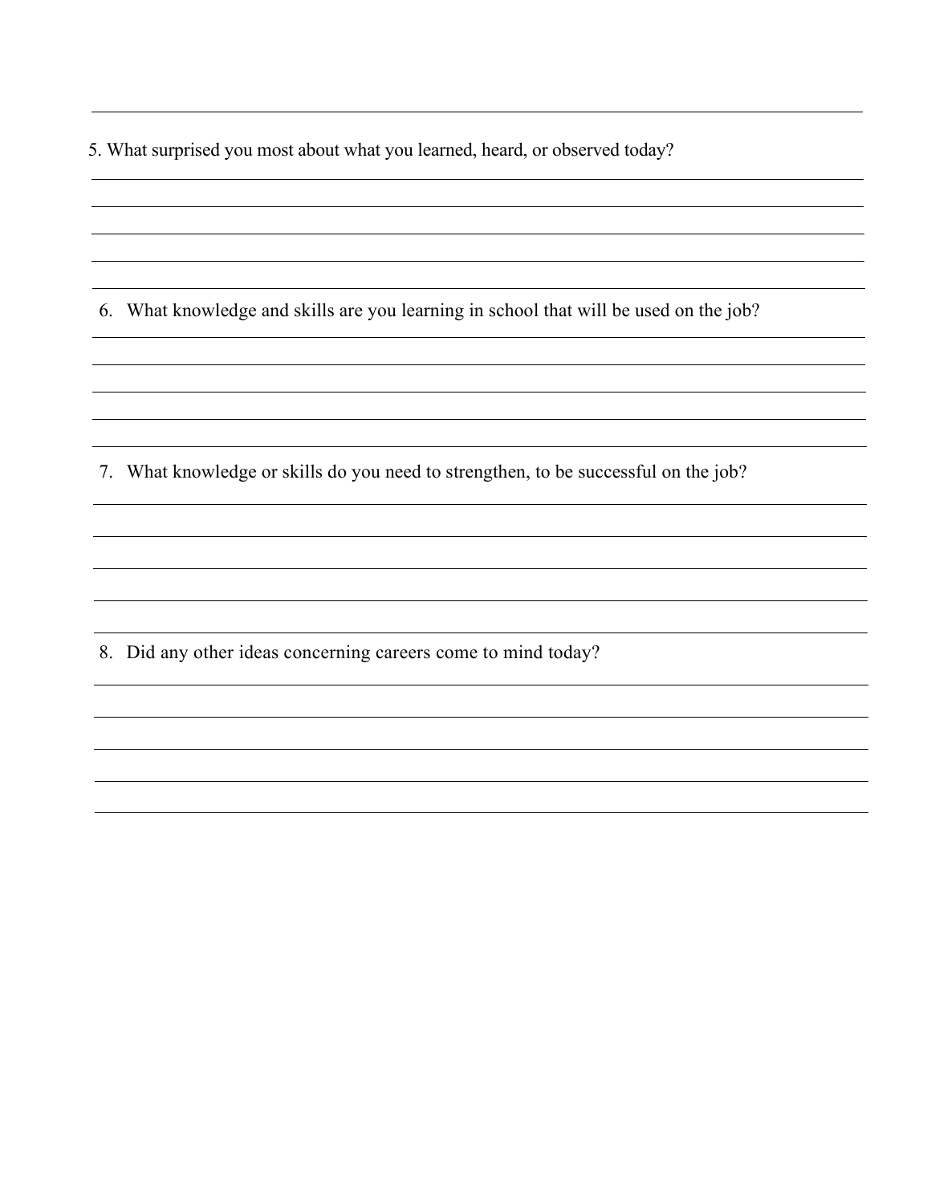5. What surprised you most about what you learned, heard, or observed today?

6. What knowledge and skills are you learning in school that will be used on the job?

7. What knowledge or skills do you need to strengthen, to be successful on the job?

8. Did any other ideas concerning careers come to mind today?